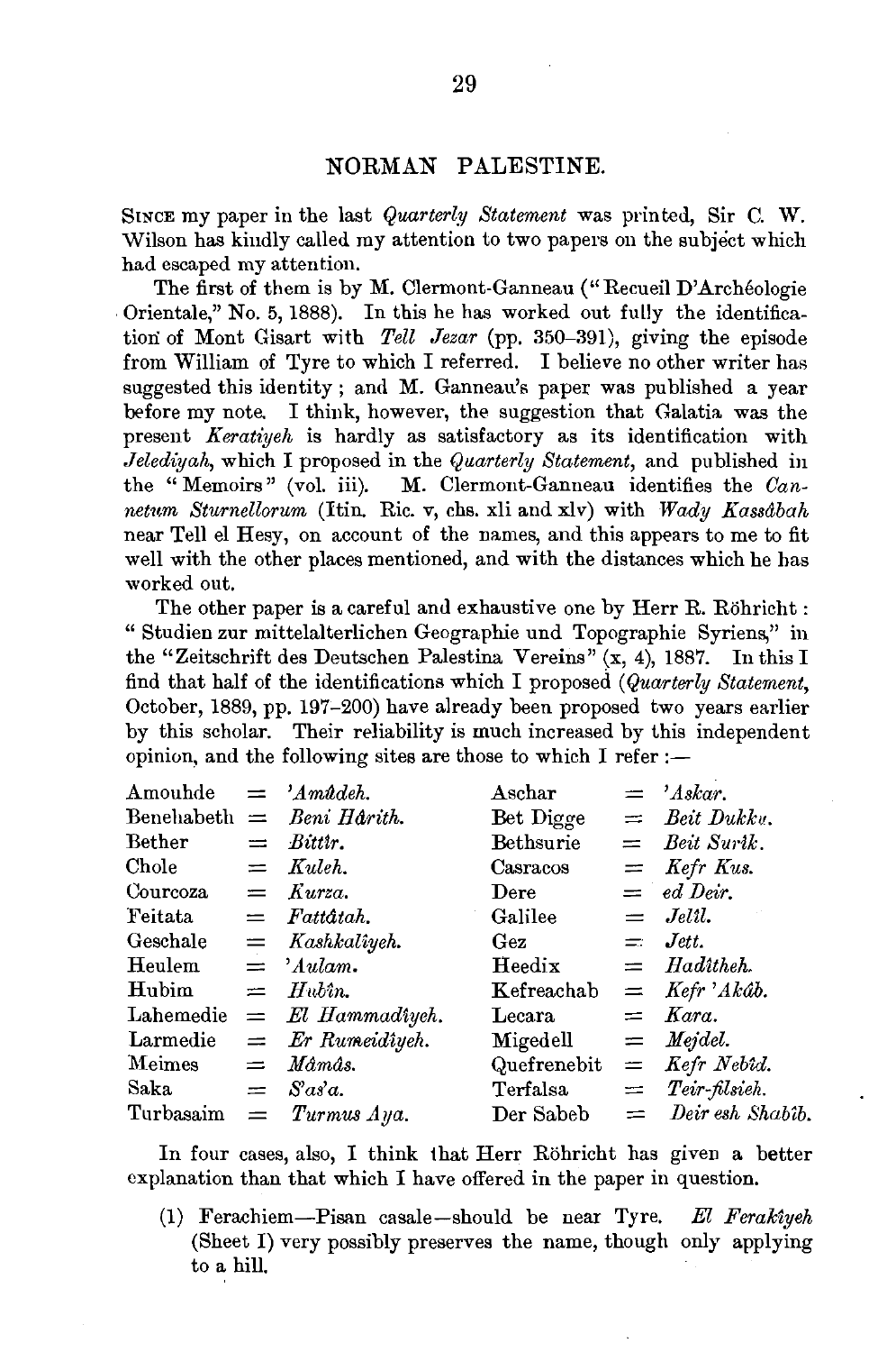# NORMAN PALESTINE.

SINCE my paper in the last *Quarterly Statement* was printed, Sir C. W. Wilson has kindly called my attention to two papers on the subject which had escaped my attention.

The first of them is by M. Clermont-Ganneau ("Recueil D'Archéologie Orientale," No. 5, 1888). In this he has worked out fully the identification of Mont Gisart with *Tell Jezar* (pp. 350–391), giving the episode from William of Tyre to which I referred. I believe no other writer has suggested this identity; and M. Ganneau's paper was published a year before my note. I think, however, the suggestion that Galatia was the present *Keratiyeh* is hardly as satisfactory as its identification with *Jelediyah*, which I proposed in the *Quarterly Statement*, and published in the "Memoirs" (vol. iii). M. Clermont-Ganneau identifies the *Cannetum Sturnellorum* (Itin. Ric. v, chs. xli and xlv) with *Wady Kassâbah* near Tell el Hesy, on account of the names, and this appears to me to fit well with the other places mentioned, and with the distances which he has worked out.

The other paper is a careful and exhaustive one by Herr R. Röhricht: "Studien zur mittelalterlichen Geographie und Topographie Syriens," in the "Zeitschrift des Deutschen Palestina Vereins" (x, 4), 1887. In this I find that half of the identifications which I proposed (*Quarterly Statement*, October, 1889, pp. 197–200) have already been proposed two years earlier by this scholar. Their reliability is much increased by this independent opinion, and the following sites are those to which I refer:—

| | | | | | |
|---|---|---|---|---|---|
| Amouhde | = | *'Amûdeh.* | Aschar | = | *'Askar.* |
| Benehabeth | = | *Beni Hârith.* | Bet Digge | = | *Beit Dukku.* |
| Bether | = | *Bittîr.* | Bethsurie | = | *Beit Surîk.* |
| Chole | = | *Kuleh.* | Casracos | = | *Kefr Kus.* |
| Courcoza | = | *Kurza.* | Dere | = | *ed Deir.* |
| Feitata | = | *Fattâtah.* | Galilee | = | *Jelîl.* |
| Geschale | = | *Kashkalîyeh.* | Gez | = | *Jett.* |
| Heulem | = | *'Aulam.* | Heedix | = | *Hadîtheh.* |
| Hubim | = | *Hubîn.* | Kefreachab | = | *Kefr 'Akûb.* |
| Lahemedie | = | *El Hammadîyeh.* | Lecara | = | *Kara.* |
| Larmedie | = | *Er Rumeidîyeh.* | Migedell | = | *Mejdel.* |
| Meimes | = | *Mâmâs.* | Quefrenebit | = | *Kefr Nebîd.* |
| Saka | = | *S'as'a.* | Terfalsa | = | *Teir-filsieh.* |
| Turbasaim | = | *Turmus Aya.* | Der Sabeb | = | *Deir esh Shabîb.* |

In four cases, also, I think that Herr Röhricht has given a better explanation than that which I have offered in the paper in question.

(1) Ferachiem—Pisan casale—should be near Tyre. *El Ferakîyeh* (Sheet I) very possibly preserves the name, though only applying to a hill.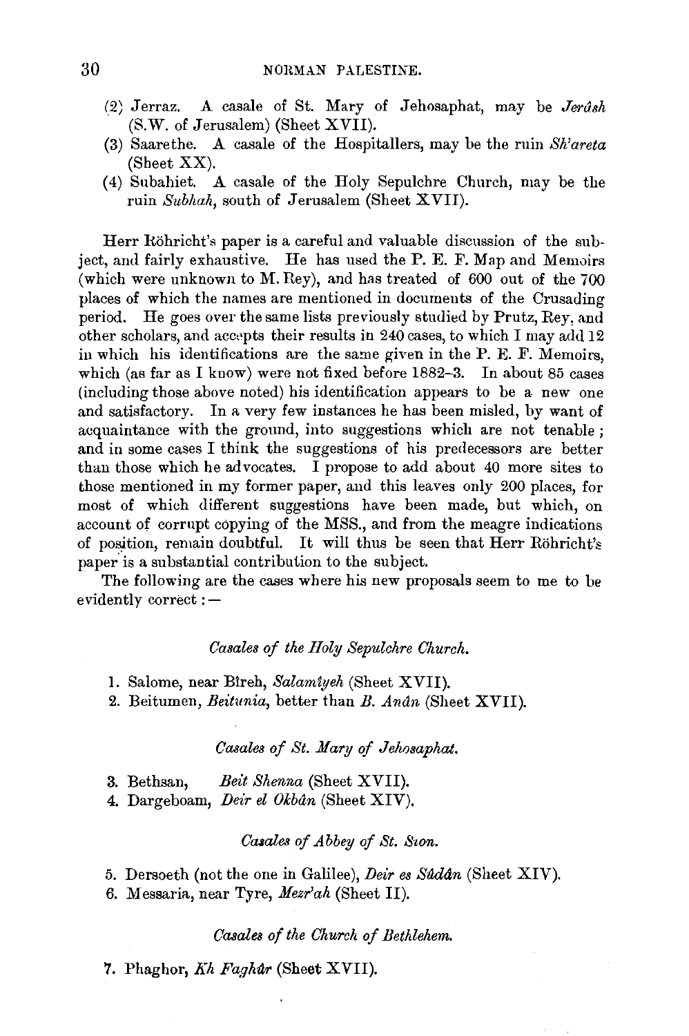(2) Jerraz. A casale of St. Mary of Jehosaphat, may be *Jerâsh* (S.W. of Jerusalem) (Sheet XVII).
(3) Saarethe. A casale of the Hospitallers, may be the ruin *Sh'areta* (Sheet XX).
(4) Subahiet. A casale of the Holy Sepulchre Church, may be the ruin *Subhah*, south of Jerusalem (Sheet XVII).

Herr Röhricht's paper is a careful and valuable discussion of the subject, and fairly exhaustive. He has used the P. E. F. Map and Memoirs (which were unknown to M. Rey), and has treated of 600 out of the 700 places of which the names are mentioned in documents of the Crusading period. He goes over the same lists previously studied by Prutz, Rey, and other scholars, and accepts their results in 240 cases, to which I may add 12 in which his identifications are the same given in the P. E. F. Memoirs, which (as far as I know) were not fixed before 1882-3. In about 85 cases (including those above noted) his identification appears to be a new one and satisfactory. In a very few instances he has been misled, by want of acquaintance with the ground, into suggestions which are not tenable; and in some cases I think the suggestions of his predecessors are better than those which he advocates. I propose to add about 40 more sites to those mentioned in my former paper, and this leaves only 200 places, for most of which different suggestions have been made, but which, on account of corrupt copying of the MSS., and from the meagre indications of position, remain doubtful. It will thus be seen that Herr Röhricht's paper is a substantial contribution to the subject.

The following are the cases where his new proposals seem to me to be evidently correct: —

*Casales of the Holy Sepulchre Church.*

1. Salome, near Bîreh, *Salamîyeh* (Sheet XVII).
2. Beitumen, *Beitunia*, better than *B. Anân* (Sheet XVII).

*Casales of St. Mary of Jehosaphat.*

3. Bethsan, *Beit Shenna* (Sheet XVII).
4. Dargeboam, *Deir el Okbân* (Sheet XIV).

*Casales of Abbey of St. Sion.*

5. Dersoeth (not the one in Galilee), *Deir es Sûdân* (Sheet XIV).
6. Messaria, near Tyre, *Mezr'ah* (Sheet II).

*Casales of the Church of Bethlehem.*

7. Phaghor, *Kh Faghûr* (Sheet XVII).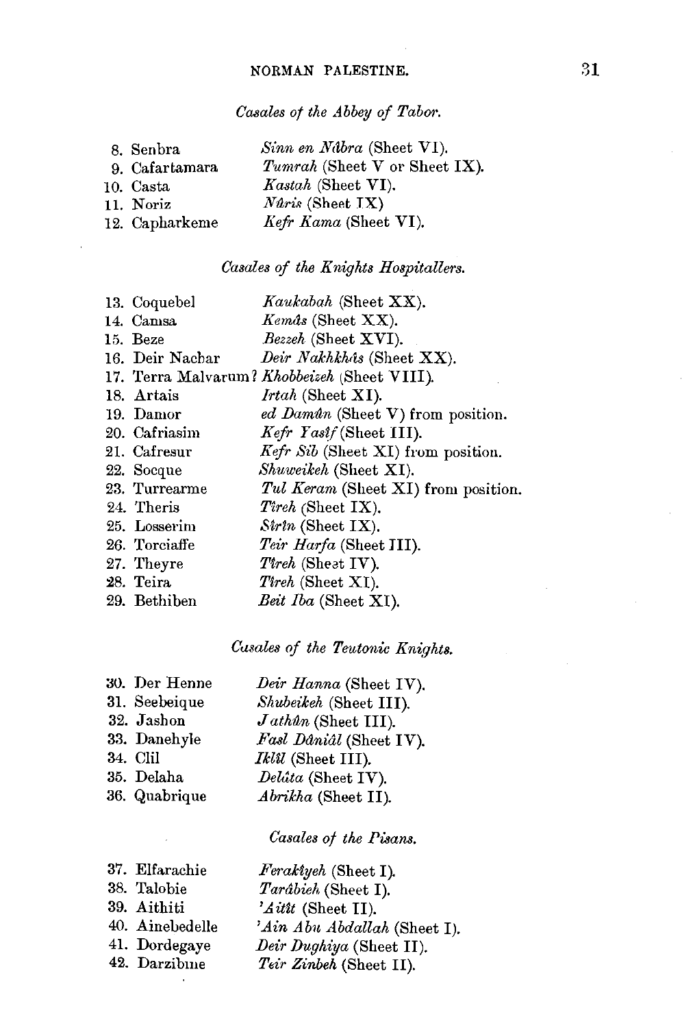*Casales of the Abbey of Tabor.*

| | |
|---|---|
| 8. Senbra | *Sinn en Nâbra* (Sheet VI). |
| 9. Cafartamara | *Tumrah* (Sheet V or Sheet IX). |
| 10. Casta | *Kastah* (Sheet VI). |
| 11. Noriz | *Nûris* (Sheet IX) |
| 12. Capharkeme | *Kefr Kama* (Sheet VI). |

*Casales of the Knights Hospitallers.*

| | |
|---|---|
| 13. Coquebel | *Kaukabah* (Sheet XX). |
| 14. Camsa | *Kemâs* (Sheet XX). |
| 15. Beze | *Bezzeh* (Sheet XVI). |
| 16. Deir Nachar | *Deir Nakhkhâs* (Sheet XX). |
| 17. Terra Malvarum? | *Khobbeizeh* (Sheet VIII). |
| 18. Artais | *Irtah* (Sheet XI). |
| 19. Damor | *ed Damûn* (Sheet V) from position. |
| 20. Cafriasim | *Kefr Yasîf* (Sheet III). |
| 21. Cafresur | *Kefr Sib* (Sheet XI) from position. |
| 22. Socque | *Shuweikeh* (Sheet XI). |
| 23. Turrearme | *Tul Keram* (Sheet XI) from position. |
| 24. Theris | *Tîreh* (Sheet IX). |
| 25. Losserim | *Sîrîn* (Sheet IX). |
| 26. Torciaffe | *Teir Harfa* (Sheet III). |
| 27. Theyre | *Tîreh* (Sheet IV). |
| 28. Teira | *Tîreh* (Sheet XI). |
| 29. Bethiben | *Beit Iba* (Sheet XI). |

*Casales of the Teutonic Knights.*

| | |
|---|---|
| 30. Der Henne | *Deir Hanna* (Sheet IV). |
| 31. Seebeique | *Shubeikeh* (Sheet III). |
| 32. Jashon | *Jathûn* (Sheet III). |
| 33. Danehyle | *Fasl Dâniâl* (Sheet IV). |
| 34. Clil | *Iklîl* (Sheet III). |
| 35. Delaha | *Delâta* (Sheet IV). |
| 36. Quabrique | *Abrikha* (Sheet II). |

*Casales of the Pisans.*

| | |
|---|---|
| 37. Elfarachie | *Ferakîyeh* (Sheet I). |
| 38. Talobie | *Tarâbieh* (Sheet I). |
| 39. Aithiti | *'Aitît* (Sheet II). |
| 40. Ainebedelle | *'Ain Abu Abdallah* (Sheet I). |
| 41. Dordegaye | *Deir Dughiya* (Sheet II). |
| 42. Darzibune | *Teir Zinbeh* (Sheet II). |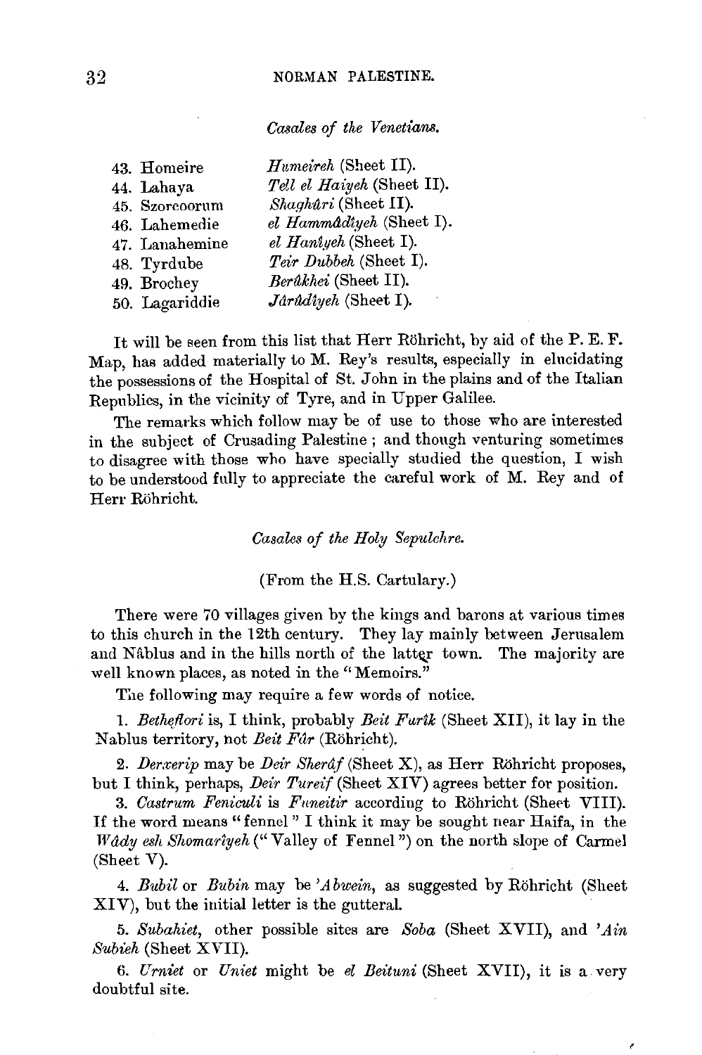*Casales of the Venetians.*

| | |
|---|---|
| 43. Homeire | *Humeireh* (Sheet II). |
| 44. Lahaya | *Tell el Haiyeh* (Sheet II). |
| 45. Szorcoorum | *Shaghûri* (Sheet II). |
| 46. Lahemedie | *el Hammâdîyeh* (Sheet I). |
| 47. Lanahemine | *el Hanîyeh* (Sheet I). |
| 48. Tyrdube | *Teir Dubbeh* (Sheet I). |
| 49. Brochey | *Berûkhei* (Sheet II). |
| 50. Lagariddie | *Jârûdîyeh* (Sheet I). |

It will be seen from this list that Herr Röhricht, by aid of the P. E. F. Map, has added materially to M. Rey's results, especially in elucidating the possessions of the Hospital of St. John in the plains and of the Italian Republics, in the vicinity of Tyre, and in Upper Galilee.

The remarks which follow may be of use to those who are interested in the subject of Crusading Palestine; and though venturing sometimes to disagree with those who have specially studied the question, I wish to be understood fully to appreciate the careful work of M. Rey and of Herr Röhricht.

*Casales of the Holy Sepulchre.*

(From the H.S. Cartulary.)

There were 70 villages given by the kings and barons at various times to this church in the 12th century. They lay mainly between Jerusalem and Nâblus and in the hills north of the latter town. The majority are well known places, as noted in the "Memoirs."

The following may require a few words of notice.

1. *Betheflori* is, I think, probably *Beit Furîk* (Sheet XII), it lay in the Nablus territory, not *Beit Fâr* (Röhricht).

2. *Derxerip* may be *Deir Sherâf* (Sheet X), as Herr Röhricht proposes, but I think, perhaps, *Deir Tureif* (Sheet XIV) agrees better for position.

3. *Castrum Feniculi* is *Funeitir* according to Röhricht (Sheet VIII). If the word means "fennel" I think it may be sought near Haifa, in the *Wâdy esh Shomarîyeh* ("Valley of Fennel") on the north slope of Carmel (Sheet V).

4. *Bubil* or *Bubin* may be *'Abwein*, as suggested by Röhricht (Sheet XIV), but the initial letter is the gutteral.

5. *Subahiet*, other possible sites are *Soba* (Sheet XVII), and *'Ain Subieh* (Sheet XVII).

6. *Urniet* or *Uniet* might be *el Beituni* (Sheet XVII), it is a very doubtful site.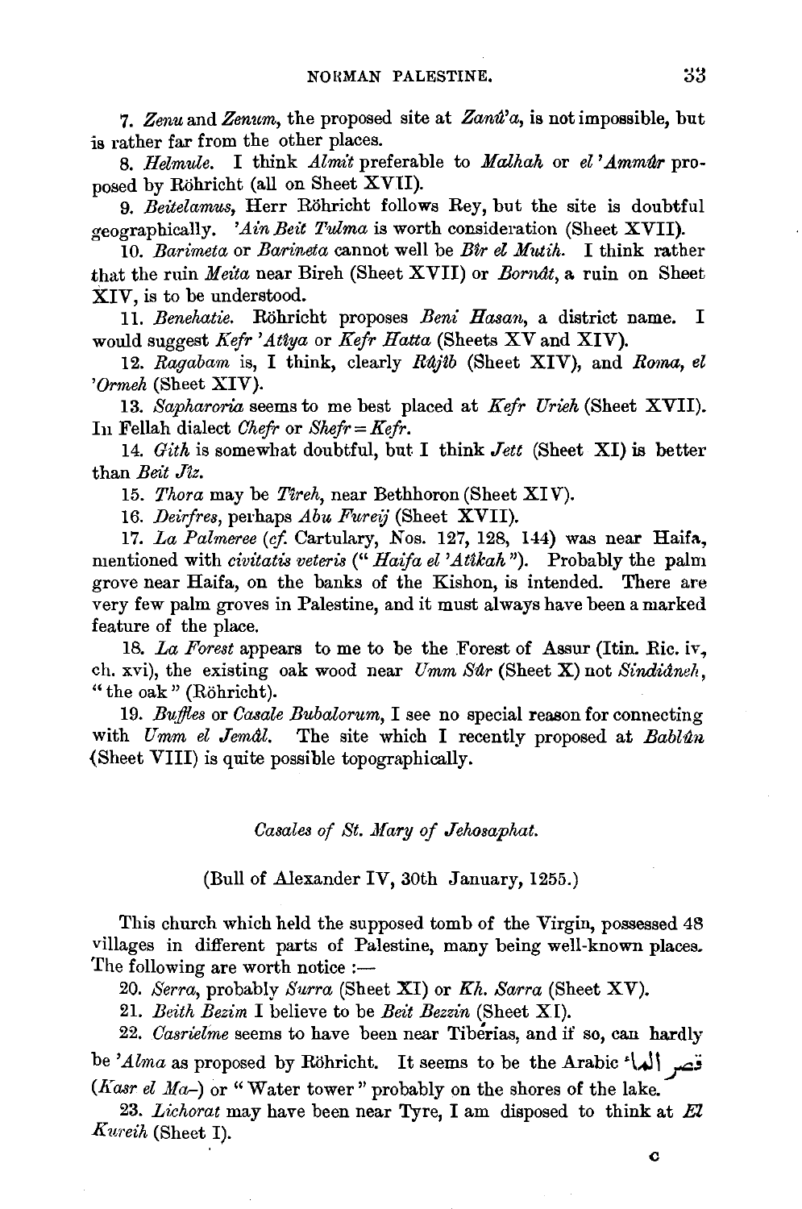7. *Zenu* and *Zenum*, the proposed site at *Zanû'a*, is not impossible, but is rather far from the other places.

8. *Helmule*. I think *Almît* preferable to *Malhah* or *el 'Ammûr* proposed by Röhricht (all on Sheet XVII).

9. *Beitelamus*, Herr Röhricht follows Rey, but the site is doubtful geographically. *'Ain Beit Tulma* is worth consideration (Sheet XVII).

10. *Barimeta* or *Barineta* cannot well be *Bîr el Mutih*. I think rather that the ruin *Meita* near Bireh (Sheet XVII) or *Bornât*, a ruin on Sheet XIV, is to be understood.

11. *Benehatie*. Röhricht proposes *Beni Hasan*, a district name. I would suggest *Kefr 'Atîya* or *Kefr Hatta* (Sheets XV and XIV).

12. *Ragabam* is, I think, clearly *Râjîb* (Sheet XIV), and *Roma*, *el 'Ormeh* (Sheet XIV).

13. *Sapharoria* seems to me best placed at *Kefr Urieh* (Sheet XVII). In Fellah dialect *Chefr* or *Shefr* = *Kefr*.

14. *Gith* is somewhat doubtful, but I think *Jett* (Sheet XI) is better than *Beit Jîz*.

15. *Thora* may be *Tîreh*, near Bethhoron (Sheet XIV).

16. *Deirfres*, perhaps *Abu Fureij* (Sheet XVII).

17. *La Palmeree* (*cf.* Cartulary, Nos. 127, 128, 144) was near Haifa, mentioned with *civitatis veteris* ("*Haifa el 'Atîkah*"). Probably the palm grove near Haifa, on the banks of the Kishon, is intended. There are very few palm groves in Palestine, and it must always have been a marked feature of the place.

18. *La Forest* appears to me to be the Forest of Assur (Itin. Ric. iv, ch. xvi), the existing oak wood near *Umm Sûr* (Sheet X) not *Sindiâneh*, "the oak" (Röhricht).

19. *Buffles* or *Casale Bubalorum*, I see no special reason for connecting with *Umm el Jemâl*. The site which I recently proposed at *Bablûn* (Sheet VIII) is quite possible topographically.

*Casales of St. Mary of Jehosaphat.*

(Bull of Alexander IV, 30th January, 1255.)

This church which held the supposed tomb of the Virgin, possessed 48 villages in different parts of Palestine, many being well-known places. The following are worth notice :—

20. *Serra*, probably *Surra* (Sheet XI) or *Kh. Sarra* (Sheet XV).

21. *Beith Bezim* I believe to be *Beit Bezzin* (Sheet XI).

22. *Casrielme* seems to have been near Tiberias, and if so, can hardly be *'Alma* as proposed by Röhricht. It seems to be the Arabic قصر الما (*Kasr el Ma-*) or "Water tower" probably on the shores of the lake.

23. *Lichorat* may have been near Tyre, I am disposed to think at *El Kureih* (Sheet I).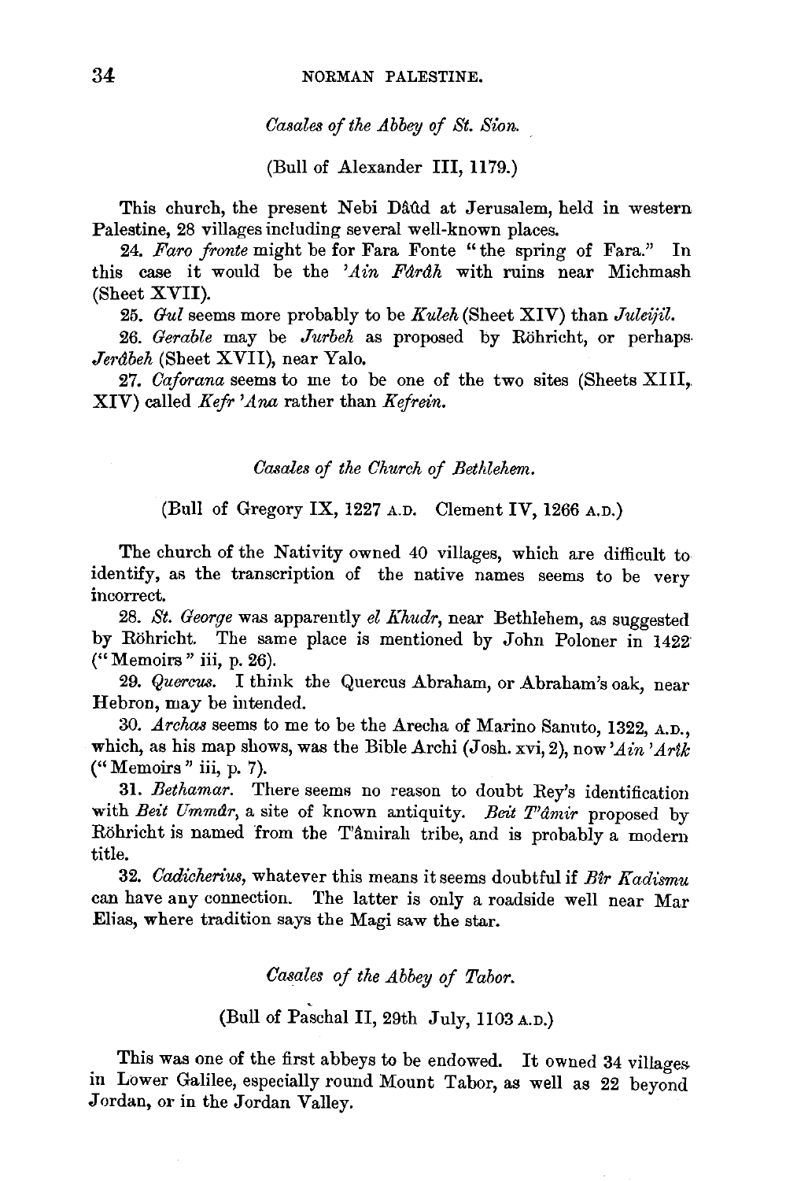*Casales of the Abbey of St. Sion.*

(Bull of Alexander III, 1179.)

This church, the present Nebi Dâûd at Jerusalem, held in western Palestine, 28 villages including several well-known places.

24. *Faro fronte* might be for Fara Fonte "the spring of Fara." In this case it would be the *'Ain Fârâh* with ruins near Michmash (Sheet XVII).

25. *Gul* seems more probably to be *Kuleh* (Sheet XIV) than *Juleijil.*

26. *Gerable* may be *Jurbeh* as proposed by Röhricht, or perhaps *Jerâbeh* (Sheet XVII), near Yalo.

27. *Caforana* seems to me to be one of the two sites (Sheets XIII, XIV) called *Kefr 'Ana* rather than *Kefrein.*

*Casales of the Church of Bethlehem.*

(Bull of Gregory IX, 1227 A.D. Clement IV, 1266 A.D.)

The church of the Nativity owned 40 villages, which are difficult to identify, as the transcription of the native names seems to be very incorrect.

28. *St. George* was apparently *el Khudr*, near Bethlehem, as suggested by Röhricht. The same place is mentioned by John Poloner in 1422 ("Memoirs" iii, p. 26).

29. *Quercus.* I think the Quercus Abraham, or Abraham's oak, near Hebron, may be intended.

30. *Archas* seems to me to be the Arecha of Marino Sanuto, 1322, A.D., which, as his map shows, was the Bible Archi (Josh. xvi, 2), now *'Ain 'Arîk* ("Memoirs" iii, p. 7).

31. *Bethamar.* There seems no reason to doubt Rey's identification with *Beit Ummâr*, a site of known antiquity. *Beit T'âmir* proposed by Röhricht is named from the T'âmirah tribe, and is probably a modern title.

32. *Cadicherius*, whatever this means it seems doubtful if *Bîr Kadismu* can have any connection. The latter is only a roadside well near Mar Elias, where tradition says the Magi saw the star.

*Casales of the Abbey of Tabor.*

(Bull of Paschal II, 29th July, 1103 A.D.)

This was one of the first abbeys to be endowed. It owned 34 villages in Lower Galilee, especially round Mount Tabor, as well as 22 beyond Jordan, or in the Jordan Valley.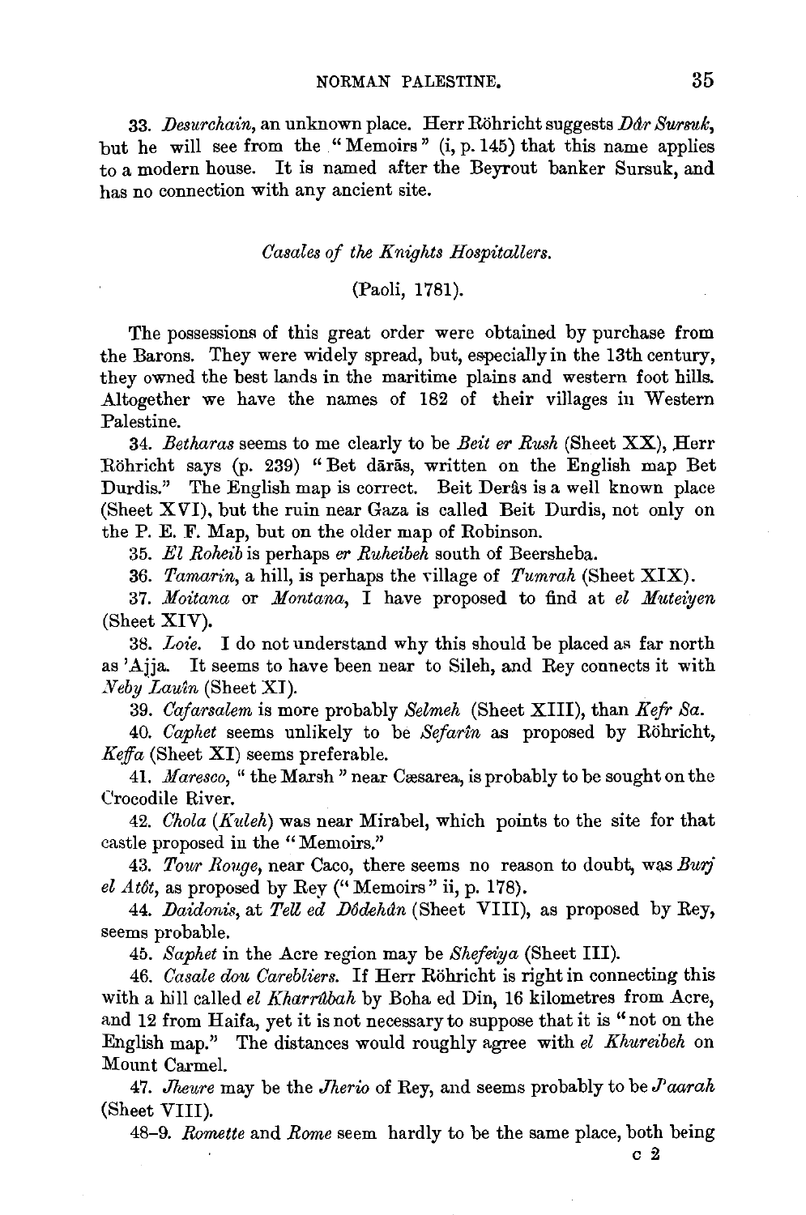33. *Desurchain*, an unknown place. Herr Röhricht suggests *Dâr Sursuk*, but he will see from the "Memoirs" (i, p. 145) that this name applies to a modern house. It is named after the Beyrout banker Sursuk, and has no connection with any ancient site.

## *Casales of the Knights Hospitallers.*

(Paoli, 1781).

The possessions of this great order were obtained by purchase from the Barons. They were widely spread, but, especially in the 13th century, they owned the best lands in the maritime plains and western foot hills. Altogether we have the names of 182 of their villages in Western Palestine.

34. *Betharas* seems to me clearly to be *Beit er Rush* (Sheet XX), Herr Röhricht says (p. 239) "Bet dārās, written on the English map Bet Durdis." The English map is correct. Beit Derâs is a well known place (Sheet XVI), but the ruin near Gaza is called Beit Durdis, not only on the P. E. F. Map, but on the older map of Robinson.

35. *El Roheib* is perhaps *er Ruheibeh* south of Beersheba.

36. *Tamarin*, a hill, is perhaps the village of *Tumrah* (Sheet XIX).

37. *Moitana* or *Montana*, I have proposed to find at *el Muteiyen* (Sheet XIV).

38. *Loie.* I do not understand why this should be placed as far north as 'Ajja. It seems to have been near to Sileh, and Rey connects it with *Neby Lauîn* (Sheet XI).

39. *Cafarsalem* is more probably *Selmeh* (Sheet XIII), than *Kefr Sa.*

40. *Caphet* seems unlikely to be *Sefarîn* as proposed by Röhricht, *Keffa* (Sheet XI) seems preferable.

41. *Maresco*, "the Marsh" near Cæsarea, is probably to be sought on the Crocodile River.

42. *Chola* (*Kuleh*) was near Mirabel, which points to the site for that castle proposed in the "Memoirs."

43. *Tour Rouge*, near Caco, there seems no reason to doubt, was *Burj el Atôt*, as proposed by Rey ("Memoirs" ii, p. 178).

44. *Daidonis*, at *Tell ed Dôdehân* (Sheet VIII), as proposed by Rey, seems probable.

45. *Saphet* in the Acre region may be *Shefeiya* (Sheet III).

46. *Casale dou Carebliers.* If Herr Röhricht is right in connecting this with a hill called *el Kharrûbah* by Boha ed Din, 16 kilometres from Acre, and 12 from Haifa, yet it is not necessary to suppose that it is "not on the English map." The distances would roughly agree with *el Khureibeh* on Mount Carmel.

47. *Jheure* may be the *Jherio* of Rey, and seems probably to be *J'aarah* (Sheet VIII).

48–9. *Romette* and *Rome* seem hardly to be the same place, both being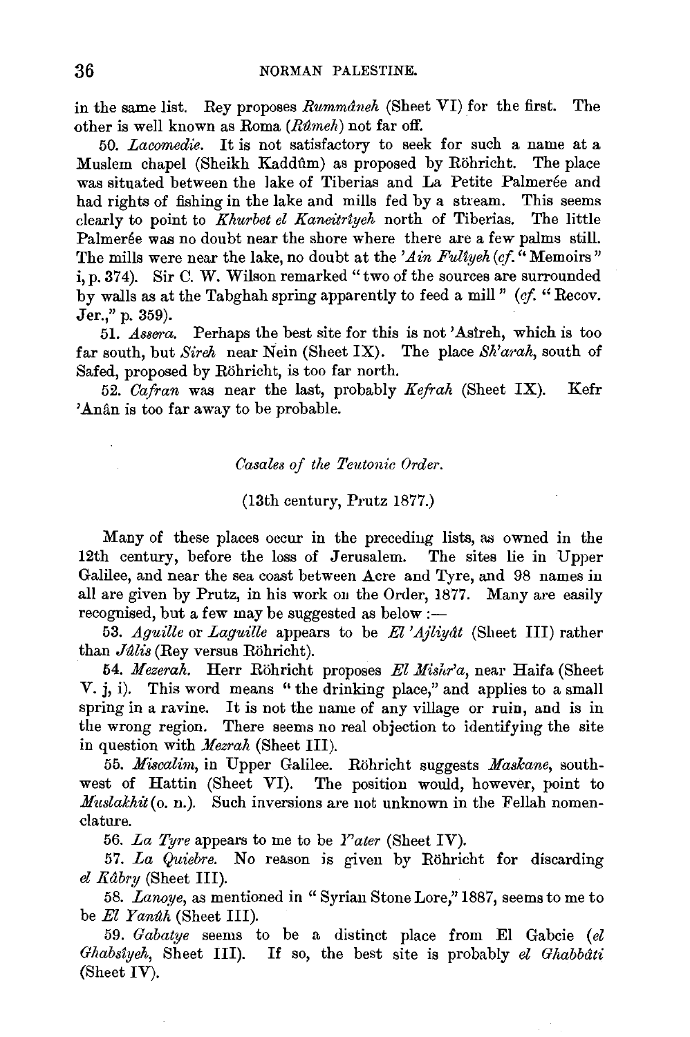in the same list. Rey proposes *Rummâneh* (Sheet VI) for the first. The other is well known as Roma (*Rûmeh*) not far off.

50. *Lacomedie.* It is not satisfactory to seek for such a name at a Muslem chapel (Sheikh Kaddûm) as proposed by Röhricht. The place was situated between the lake of Tiberias and La Petite Palmerée and had rights of fishing in the lake and mills fed by a stream. This seems clearly to point to *Khurbet el Kaneitrîyeh* north of Tiberias. The little Palmerée was no doubt near the shore where there are a few palms still. The mills were near the lake, no doubt at the *'Ain Fulîyeh* (*cf.* "Memoirs" i, p. 374). Sir C. W. Wilson remarked "two of the sources are surrounded by walls as at the Tabghah spring apparently to feed a mill" (*cf.* "Recov. Jer.," p. 359).

51. *Assera.* Perhaps the best site for this is not 'Asîreh, which is too far south, but *Sireh* near Nein (Sheet IX). The place *Sh'arah*, south of Safed, proposed by Röhricht, is too far north.

52. *Cafran* was near the last, probably *Kefrah* (Sheet IX). Kefr 'Anân is too far away to be probable.

### *Casales of the Teutonic Order.*

(13th century, Prutz 1877.)

Many of these places occur in the preceding lists, as owned in the 12th century, before the loss of Jerusalem. The sites lie in Upper Galilee, and near the sea coast between Acre and Tyre, and 98 names in all are given by Prutz, in his work on the Order, 1877. Many are easily recognised, but a few may be suggested as below :—

53. *Aguille* or *Laguille* appears to be *El 'Ajliyât* (Sheet III) rather than *Jûlis* (Rey versus Röhricht).

54. *Mezerah.* Herr Röhricht proposes *El Mishr'a*, near Haifa (Sheet V. j, i). This word means "the drinking place," and applies to a small spring in a ravine. It is not the name of any village or ruin, and is in the wrong region. There seems no real objection to identifying the site in question with *Mezrah* (Sheet III).

55. *Miscalim*, in Upper Galilee. Röhricht suggests *Maskane*, south-west of Hattin (Sheet VI). The position would, however, point to *Muslakhît* (o. n.). Such inversions are not unknown in the Fellah nomenclature.

56. *La Tyre* appears to me to be *Y'ater* (Sheet IV).

57. *La Quiebre.* No reason is given by Röhricht for discarding *el Kâbry* (Sheet III).

58. *Lanoye*, as mentioned in "Syrian Stone Lore," 1887, seems to me to be *El Yanûh* (Sheet III).

59. *Gabatye* seems to be a distinct place from El Gabcie (*el Ghabsîyeh*, Sheet III). If so, the best site is probably *el Ghabbâti* (Sheet IV).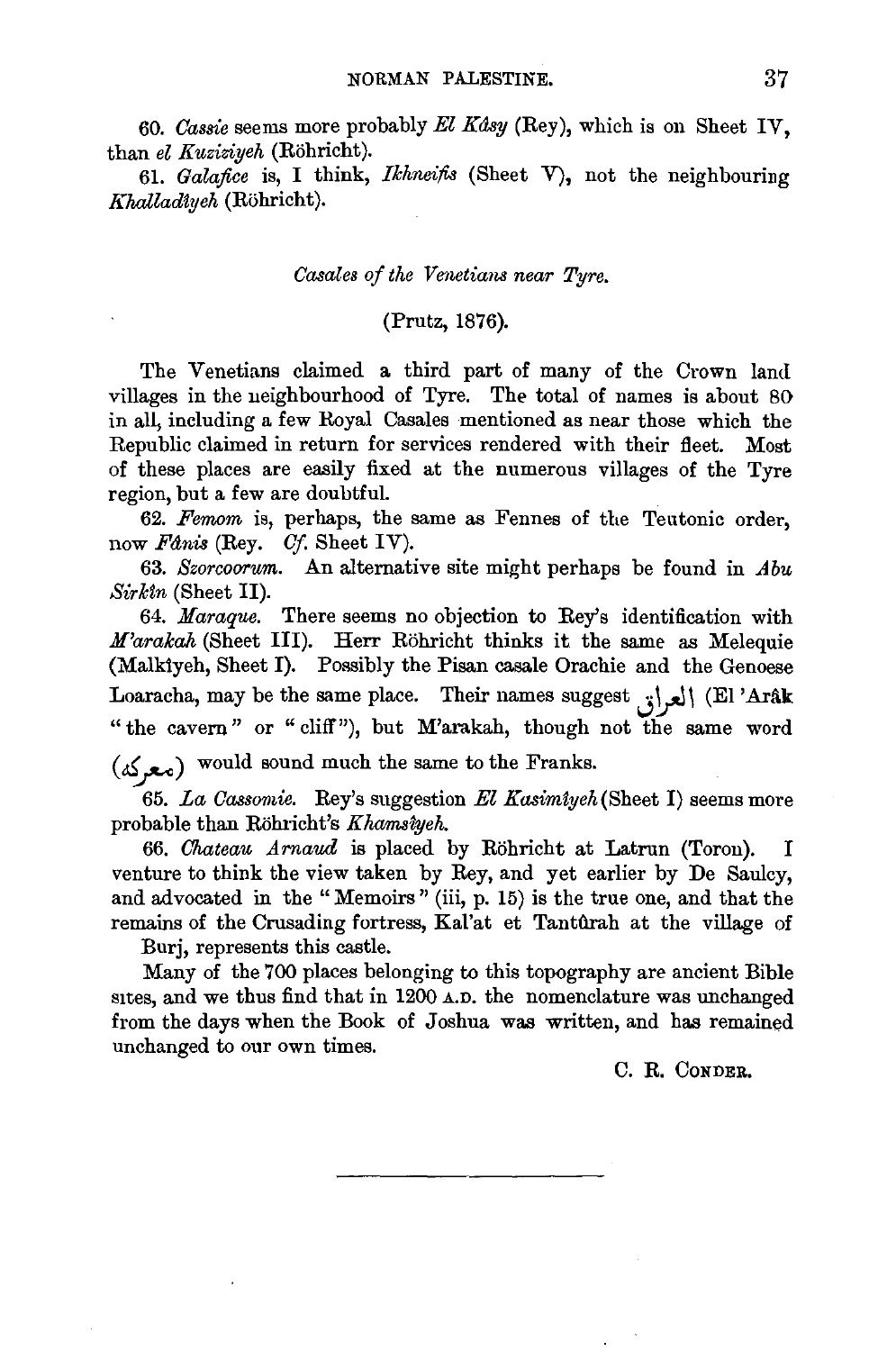60. *Cassie* seems more probably *El Kâsy* (Rey), which is on Sheet IV, than *el Kuziziyeh* (Röhricht).

61. *Galafice* is, I think, *Ikhneifis* (Sheet V), not the neighbouring *Khalladîyeh* (Röhricht).

### *Casales of the Venetians near Tyre.*

(Prutz, 1876).

The Venetians claimed a third part of many of the Crown land villages in the neighbourhood of Tyre. The total of names is about 80 in all, including a few Royal Casales mentioned as near those which the Republic claimed in return for services rendered with their fleet. Most of these places are easily fixed at the numerous villages of the Tyre region, but a few are doubtful.

62. *Femom* is, perhaps, the same as Fennes of the Teutonic order, now *Fânis* (Rey. *Cf.* Sheet IV).

63. *Szorcoorum.* An alternative site might perhaps be found in *Abu Sirkîn* (Sheet II).

64. *Maraque.* There seems no objection to Rey's identification with *M'arakah* (Sheet III). Herr Röhricht thinks it the same as Melequie (Malkîyeh, Sheet I). Possibly the Pisan casale Orachie and the Genoese Loaracha, may be the same place. Their names suggest العراق (El 'Arâk "the cavern" or "cliff"), but M'arakah, though not the same word (معركة) would sound much the same to the Franks.

65. *La Cassomie.* Rey's suggestion *El Kasimîyeh* (Sheet I) seems more probable than Röhricht's *Khamsîyeh.*

66. *Chateau Arnaud* is placed by Röhricht at Latrun (Toron). I venture to think the view taken by Rey, and yet earlier by De Saulcy, and advocated in the "Memoirs" (iii, p. 15) is the true one, and that the remains of the Crusading fortress, Kal'at et Tantûrah at the village of Burj, represents this castle.

Many of the 700 places belonging to this topography are ancient Bible sites, and we thus find that in 1200 A.D. the nomenclature was unchanged from the days when the Book of Joshua was written, and has remained unchanged to our own times.

C. R. CONDER.